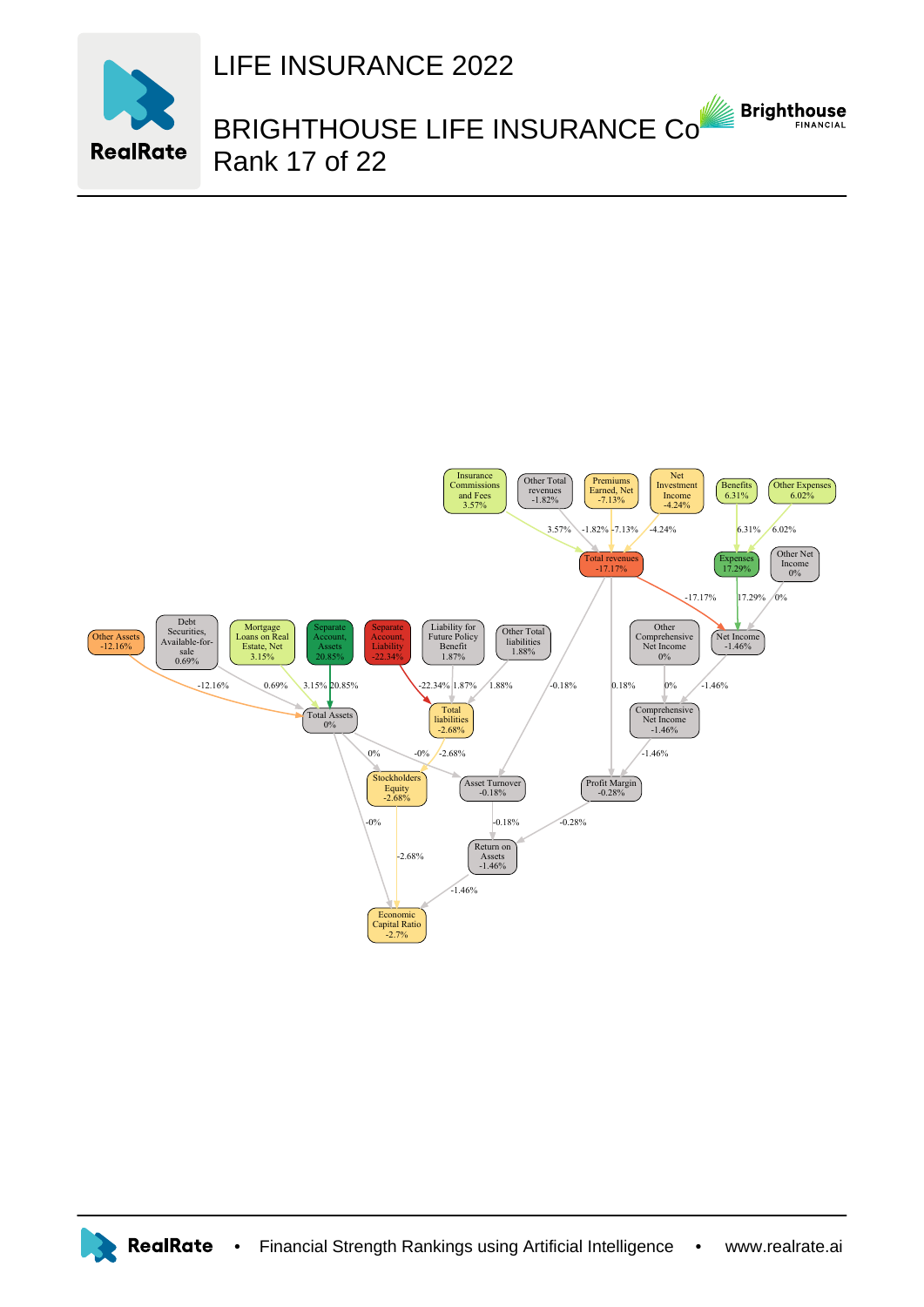# LIFE INSURANCE 2022

## BRIGHTHOUSE LIFE INSURANCE Co
## Rank 17 of 22

Insurance Commissions and Fees 3.57%

Other Total revenues -1.82%

Premiums Earned, Net -7.13%

Net Investment Income -4.24%

Benefits 6.31%

Other Expenses 6.02%

Total revenues -17.17%

Expenses 17.29%

Other Net Income 0%

Other Assets -12.16%

Debt Securities, Available-for-sale 0.69%

Mortgage Loans on Real Estate, Net 3.15%

Separate Account, Assets 20.85%

Separate Account, Liability -22.34%

Liability for Future Policy Benefit 1.87%

Other Total liabilities 1.88%

Other Comprehensive Net Income 0%

Net Income -1.46%

Total Assets 0%

Total liabilities -2.68%

Comprehensive Net Income -1.46%

Stockholders Equity -2.68%

Asset Turnover -0.18%

Profit Margin -0.28%

Return on Assets -1.46%

Economic Capital Ratio -2.7%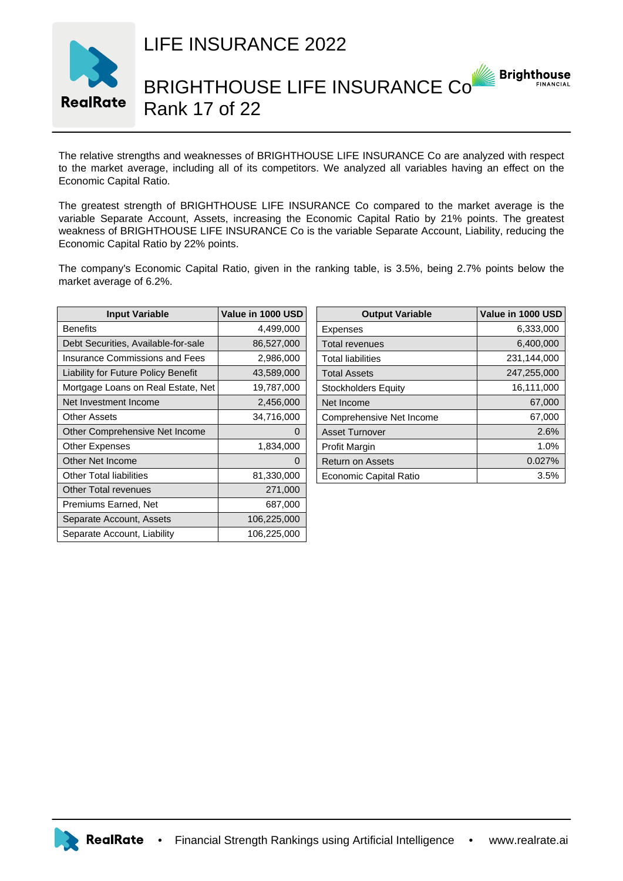# LIFE INSURANCE 2022

## BRIGHTHOUSE LIFE INSURANCE Co
## Rank 17 of 22

The relative strengths and weaknesses of BRIGHTHOUSE LIFE INSURANCE Co are analyzed with respect to the market average, including all of its competitors. We analyzed all variables having an effect on the Economic Capital Ratio.

The greatest strength of BRIGHTHOUSE LIFE INSURANCE Co compared to the market average is the variable Separate Account, Assets, increasing the Economic Capital Ratio by 21% points. The greatest weakness of BRIGHTHOUSE LIFE INSURANCE Co is the variable Separate Account, Liability, reducing the Economic Capital Ratio by 22% points.

The company's Economic Capital Ratio, given in the ranking table, is 3.5%, being 2.7% points below the market average of 6.2%.

| Input Variable | Value in 1000 USD |
|---|---|
| Benefits | 4,499,000 |
| Debt Securities, Available-for-sale | 86,527,000 |
| Insurance Commissions and Fees | 2,986,000 |
| Liability for Future Policy Benefit | 43,589,000 |
| Mortgage Loans on Real Estate, Net | 19,787,000 |
| Net Investment Income | 2,456,000 |
| Other Assets | 34,716,000 |
| Other Comprehensive Net Income | 0 |
| Other Expenses | 1,834,000 |
| Other Net Income | 0 |
| Other Total liabilities | 81,330,000 |
| Other Total revenues | 271,000 |
| Premiums Earned, Net | 687,000 |
| Separate Account, Assets | 106,225,000 |
| Separate Account, Liability | 106,225,000 |

| Output Variable | Value in 1000 USD |
|---|---|
| Expenses | 6,333,000 |
| Total revenues | 6,400,000 |
| Total liabilities | 231,144,000 |
| Total Assets | 247,255,000 |
| Stockholders Equity | 16,111,000 |
| Net Income | 67,000 |
| Comprehensive Net Income | 67,000 |
| Asset Turnover | 2.6% |
| Profit Margin | 1.0% |
| Return on Assets | 0.027% |
| Economic Capital Ratio | 3.5% |